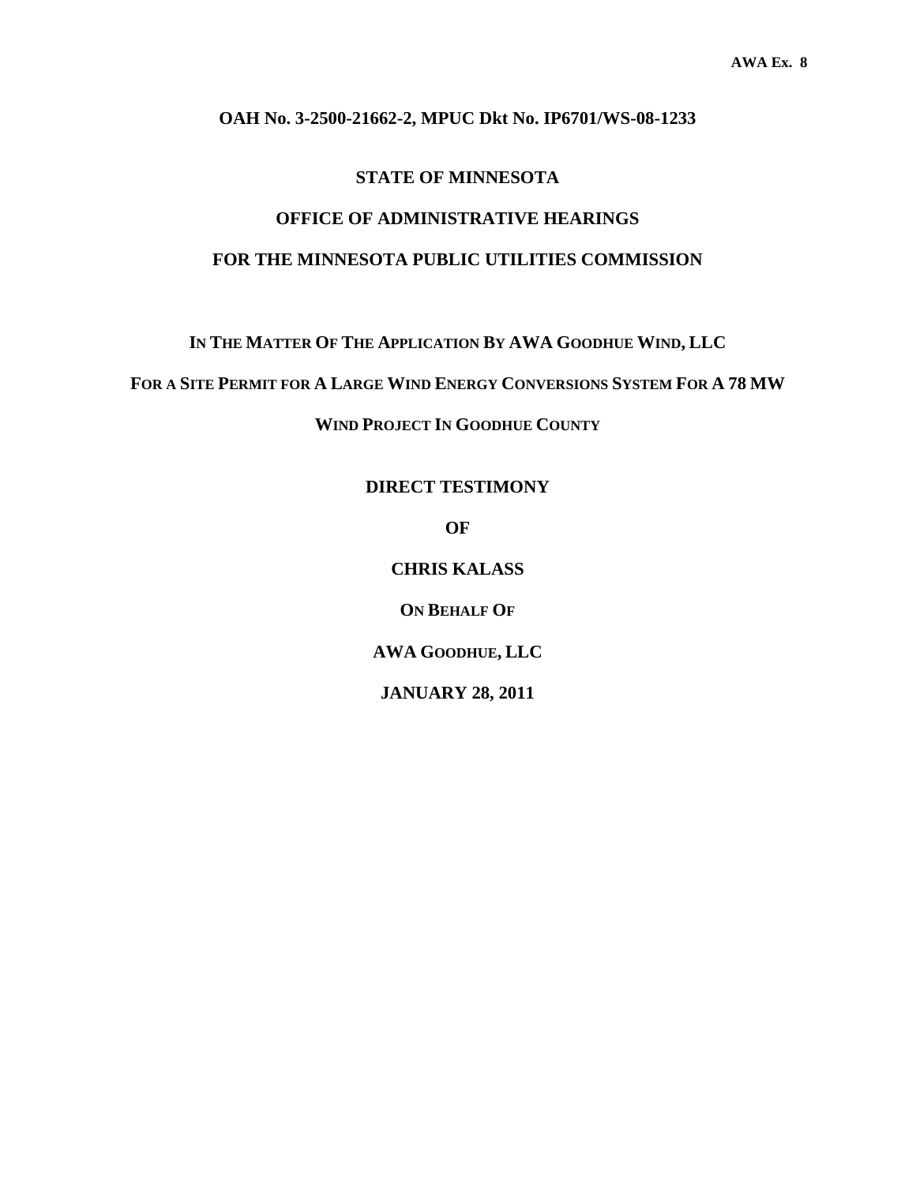**AWA Ex. 8**

**OAH No. 3-2500-21662-2, MPUC Dkt No. IP6701/WS-08-1233**

**STATE OF MINNESOTA**

**OFFICE OF ADMINISTRATIVE HEARINGS**

**FOR THE MINNESOTA PUBLIC UTILITIES COMMISSION**

**IN THE MATTER OF THE APPLICATION BY AWA GOODHUE WIND, LLC**

**FOR A SITE PERMIT FOR A LARGE WIND ENERGY CONVERSIONS SYSTEM FOR A 78 MW**

**WIND PROJECT IN GOODHUE COUNTY**

**DIRECT TESTIMONY**

**OF**

**CHRIS KALASS**

**ON BEHALF OF**

**AWA GOODHUE, LLC**

**JANUARY 28, 2011**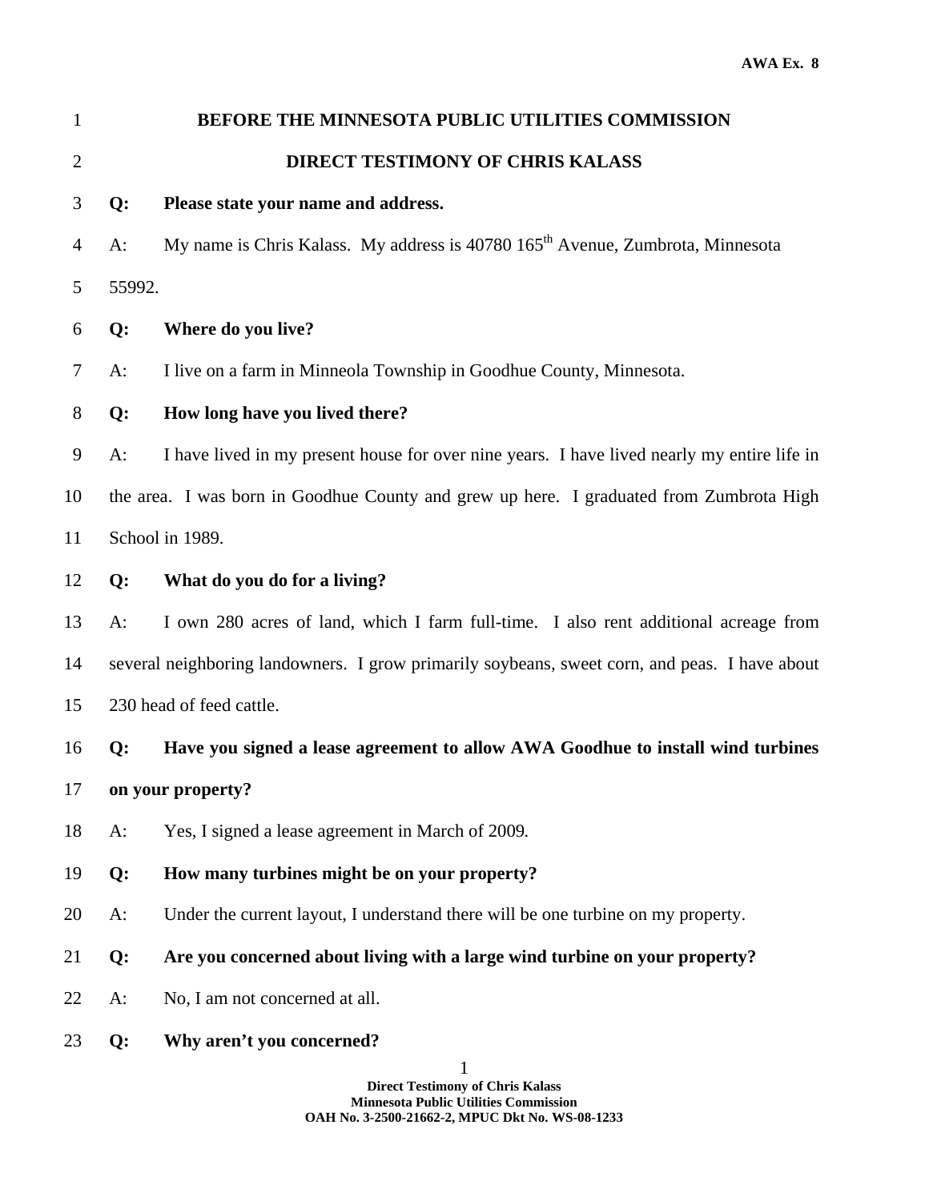**BEFORE THE MINNESOTA PUBLIC UTILITIES COMMISSION**

**DIRECT TESTIMONY OF CHRIS KALASS**

**Q: Please state your name and address.**

A: My name is Chris Kalass. My address is 40780 165th Avenue, Zumbrota, Minnesota 55992.

**Q: Where do you live?**

A: I live on a farm in Minneola Township in Goodhue County, Minnesota.

**Q: How long have you lived there?**

A: I have lived in my present house for over nine years. I have lived nearly my entire life in the area. I was born in Goodhue County and grew up here. I graduated from Zumbrota High School in 1989.

**Q: What do you do for a living?**

A: I own 280 acres of land, which I farm full-time. I also rent additional acreage from several neighboring landowners. I grow primarily soybeans, sweet corn, and peas. I have about 230 head of feed cattle.

**Q: Have you signed a lease agreement to allow AWA Goodhue to install wind turbines on your property?**

A: Yes, I signed a lease agreement in March of 2009.

**Q: How many turbines might be on your property?**

A: Under the current layout, I understand there will be one turbine on my property.

**Q: Are you concerned about living with a large wind turbine on your property?**

A: No, I am not concerned at all.

**Q: Why aren't you concerned?**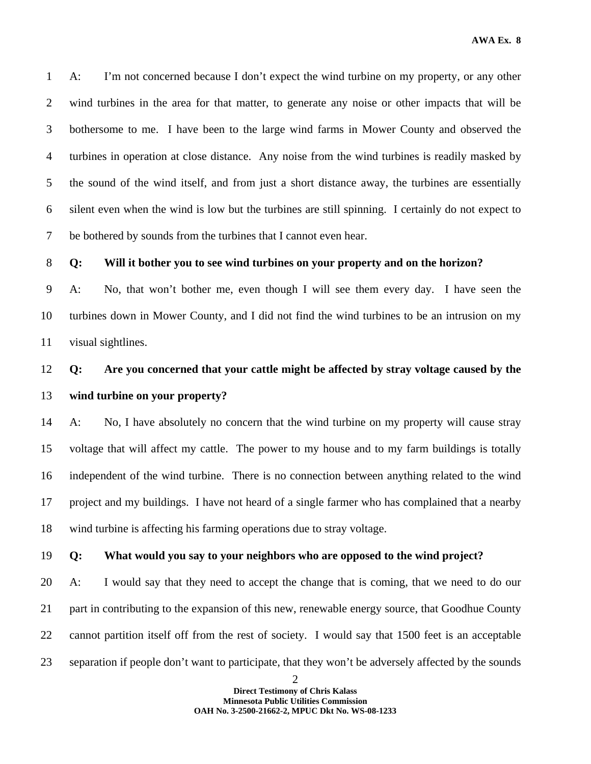A: I'm not concerned because I don't expect the wind turbine on my property, or any other wind turbines in the area for that matter, to generate any noise or other impacts that will be bothersome to me. I have been to the large wind farms in Mower County and observed the turbines in operation at close distance. Any noise from the wind turbines is readily masked by the sound of the wind itself, and from just a short distance away, the turbines are essentially silent even when the wind is low but the turbines are still spinning. I certainly do not expect to be bothered by sounds from the turbines that I cannot even hear.

**Q: Will it bother you to see wind turbines on your property and on the horizon?**

A: No, that won't bother me, even though I will see them every day. I have seen the turbines down in Mower County, and I did not find the wind turbines to be an intrusion on my visual sightlines.

**Q: Are you concerned that your cattle might be affected by stray voltage caused by the wind turbine on your property?**

A: No, I have absolutely no concern that the wind turbine on my property will cause stray voltage that will affect my cattle. The power to my house and to my farm buildings is totally independent of the wind turbine. There is no connection between anything related to the wind project and my buildings. I have not heard of a single farmer who has complained that a nearby wind turbine is affecting his farming operations due to stray voltage.

**Q: What would you say to your neighbors who are opposed to the wind project?**

A: I would say that they need to accept the change that is coming, that we need to do our part in contributing to the expansion of this new, renewable energy source, that Goodhue County cannot partition itself off from the rest of society. I would say that 1500 feet is an acceptable separation if people don't want to participate, that they won't be adversely affected by the sounds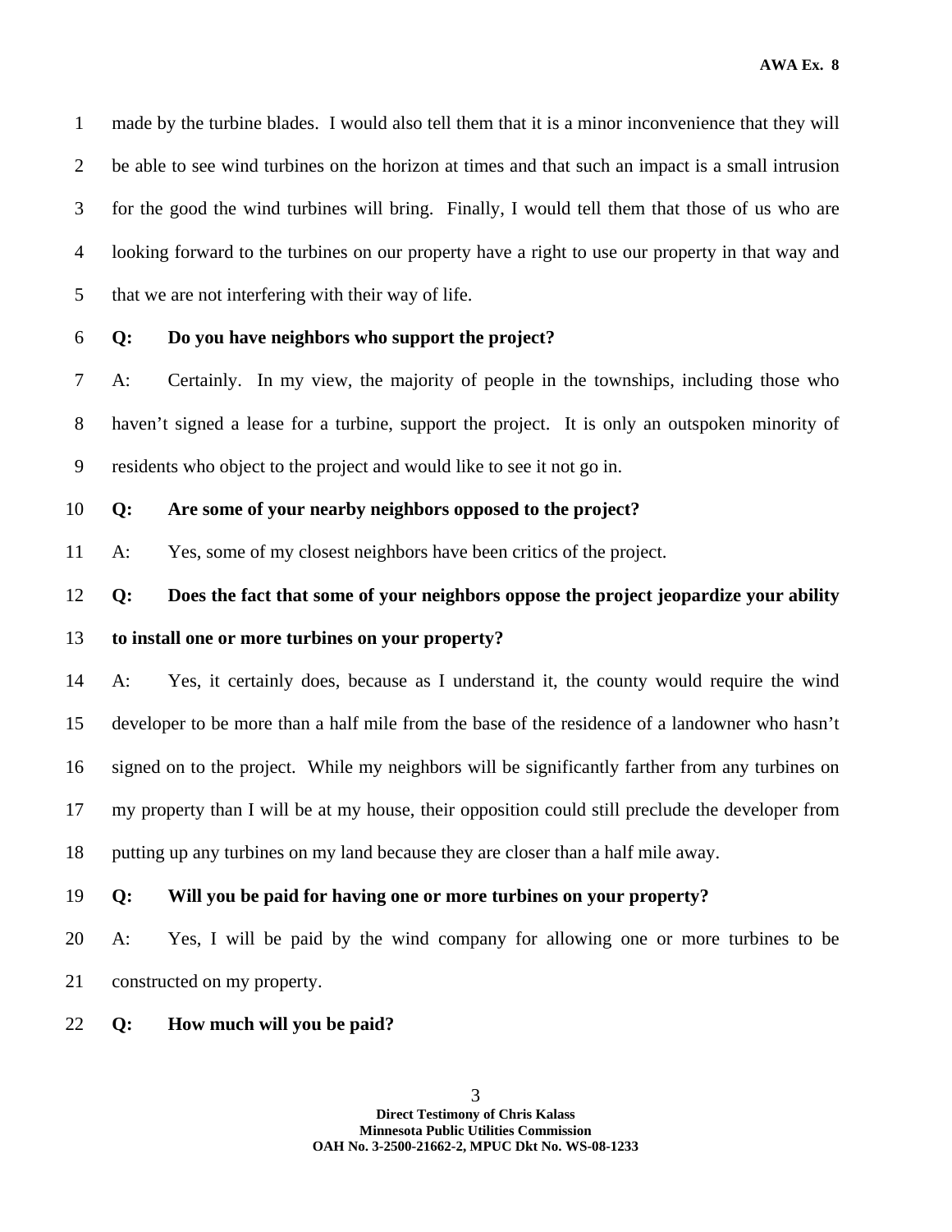made by the turbine blades. I would also tell them that it is a minor inconvenience that they will be able to see wind turbines on the horizon at times and that such an impact is a small intrusion for the good the wind turbines will bring. Finally, I would tell them that those of us who are looking forward to the turbines on our property have a right to use our property in that way and that we are not interfering with their way of life.

**Q: Do you have neighbors who support the project?**

A: Certainly. In my view, the majority of people in the townships, including those who haven't signed a lease for a turbine, support the project. It is only an outspoken minority of residents who object to the project and would like to see it not go in.

**Q: Are some of your nearby neighbors opposed to the project?**

A: Yes, some of my closest neighbors have been critics of the project.

**Q: Does the fact that some of your neighbors oppose the project jeopardize your ability to install one or more turbines on your property?**

A: Yes, it certainly does, because as I understand it, the county would require the wind developer to be more than a half mile from the base of the residence of a landowner who hasn't signed on to the project. While my neighbors will be significantly farther from any turbines on my property than I will be at my house, their opposition could still preclude the developer from putting up any turbines on my land because they are closer than a half mile away.

**Q: Will you be paid for having one or more turbines on your property?**

A: Yes, I will be paid by the wind company for allowing one or more turbines to be constructed on my property.

**Q: How much will you be paid?**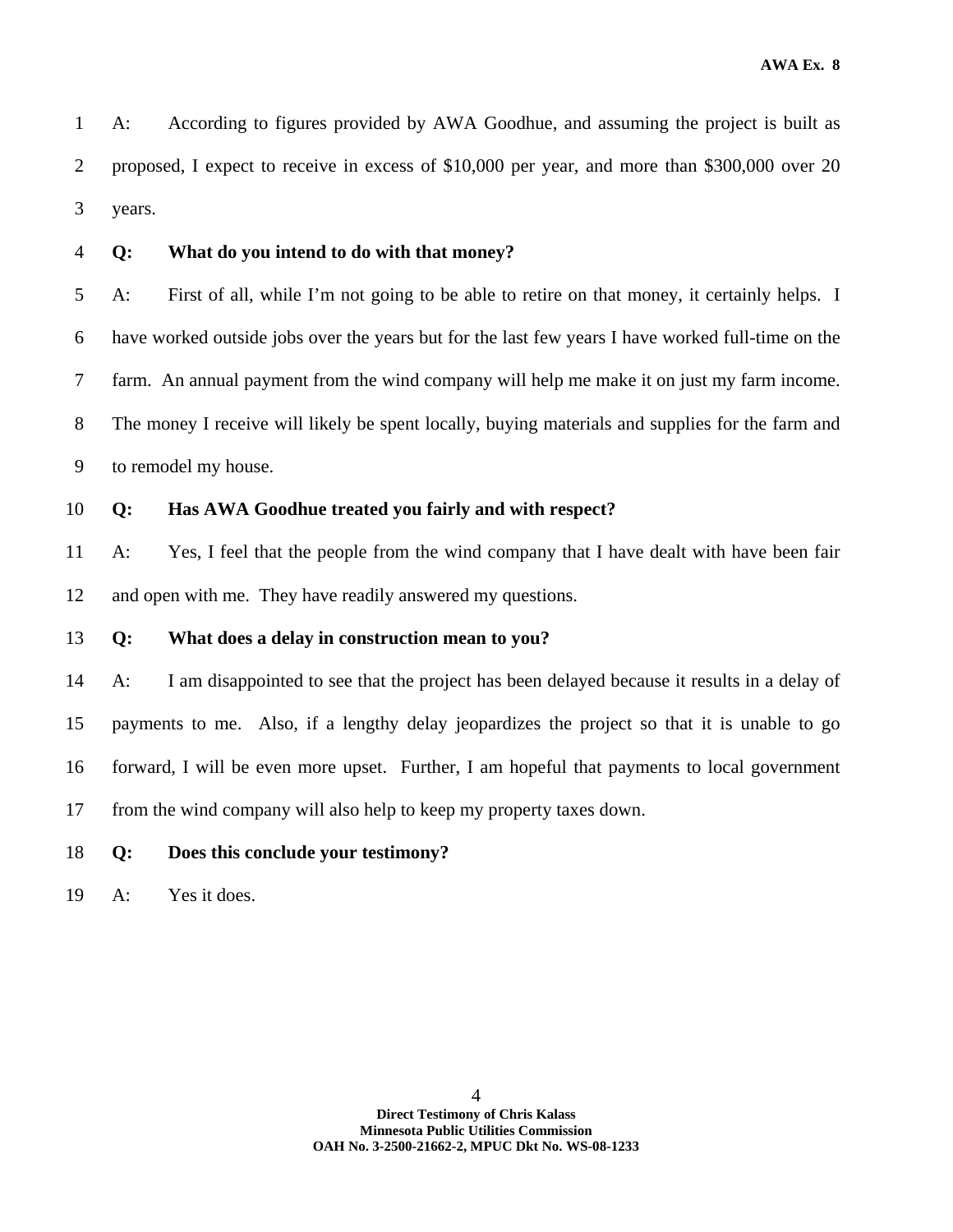A: According to figures provided by AWA Goodhue, and assuming the project is built as proposed, I expect to receive in excess of $10,000 per year, and more than $300,000 over 20 years.

**Q: What do you intend to do with that money?**

A: First of all, while I'm not going to be able to retire on that money, it certainly helps. I have worked outside jobs over the years but for the last few years I have worked full-time on the farm. An annual payment from the wind company will help me make it on just my farm income. The money I receive will likely be spent locally, buying materials and supplies for the farm and to remodel my house.

**Q: Has AWA Goodhue treated you fairly and with respect?**

A: Yes, I feel that the people from the wind company that I have dealt with have been fair and open with me. They have readily answered my questions.

**Q: What does a delay in construction mean to you?**

A: I am disappointed to see that the project has been delayed because it results in a delay of payments to me. Also, if a lengthy delay jeopardizes the project so that it is unable to go forward, I will be even more upset. Further, I am hopeful that payments to local government from the wind company will also help to keep my property taxes down.

**Q: Does this conclude your testimony?**

A: Yes it does.